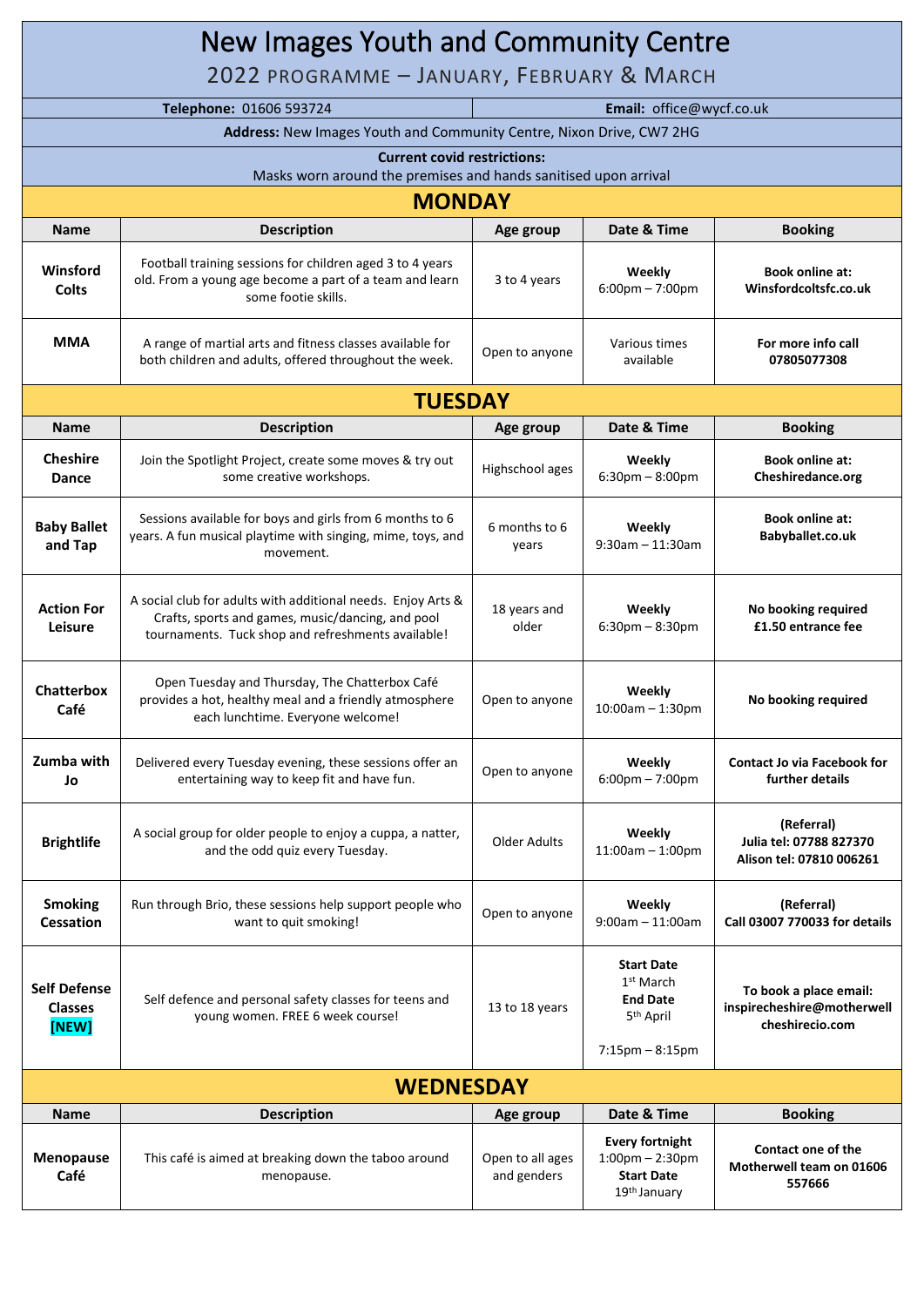# New Images Youth and Community Centre

## 2022 PROGRAMME – JANUARY, FEBRUARY & MARCH

**Telephone:** 01606 593724 | **Email:** office@wycf.co.uk

**Address:** New Images Youth and Community Centre, Nixon Drive, CW7 2HG

**Current covid restrictions:**
Masks worn around the premises and hands sanitised upon arrival

## MONDAY

| Name | Description | Age group | Date & Time | Booking |
|---|---|---|---|---|
| **Winsford Colts** | Football training sessions for children aged 3 to 4 years old. From a young age become a part of a team and learn some footie skills. | 3 to 4 years | **Weekly** 6:00pm – 7:00pm | **Book online at: Winsfordcoltsfc.co.uk** |
| **MMA** | A range of martial arts and fitness classes available for both children and adults, offered throughout the week. | Open to anyone | Various times available | **For more info call 07805077308** |

## TUESDAY

| Name | Description | Age group | Date & Time | Booking |
|---|---|---|---|---|
| **Cheshire Dance** | Join the Spotlight Project, create some moves & try out some creative workshops. | Highschool ages | **Weekly** 6:30pm – 8:00pm | **Book online at: Cheshiredance.org** |
| **Baby Ballet and Tap** | Sessions available for boys and girls from 6 months to 6 years. A fun musical playtime with singing, mime, toys, and movement. | 6 months to 6 years | **Weekly** 9:30am – 11:30am | **Book online at: Babyballet.co.uk** |
| **Action For Leisure** | A social club for adults with additional needs. Enjoy Arts & Crafts, sports and games, music/dancing, and pool tournaments. Tuck shop and refreshments available! | 18 years and older | **Weekly** 6:30pm – 8:30pm | **No booking required £1.50 entrance fee** |
| **Chatterbox Café** | Open Tuesday and Thursday, The Chatterbox Café provides a hot, healthy meal and a friendly atmosphere each lunchtime. Everyone welcome! | Open to anyone | **Weekly** 10:00am – 1:30pm | **No booking required** |
| **Zumba with Jo** | Delivered every Tuesday evening, these sessions offer an entertaining way to keep fit and have fun. | Open to anyone | **Weekly** 6:00pm – 7:00pm | **Contact Jo via Facebook for further details** |
| **Brightlife** | A social group for older people to enjoy a cuppa, a natter, and the odd quiz every Tuesday. | Older Adults | **Weekly** 11:00am – 1:00pm | **(Referral) Julia tel: 07788 827370 Alison tel: 07810 006261** |
| **Smoking Cessation** | Run through Brio, these sessions help support people who want to quit smoking! | Open to anyone | **Weekly** 9:00am – 11:00am | **(Referral) Call 03007 770033 for details** |
| **Self Defense Classes [NEW]** | Self defence and personal safety classes for teens and young women. FREE 6 week course! | 13 to 18 years | **Start Date** 1st March **End Date** 5th April 7:15pm – 8:15pm | **To book a place email: inspirecheshire@motherwell cheshireco.com** |

## WEDNESDAY

| Name | Description | Age group | Date & Time | Booking |
|---|---|---|---|---|
| **Menopause Café** | This café is aimed at breaking down the taboo around menopause. | Open to all ages and genders | **Every fortnight** 1:00pm – 2:30pm **Start Date** 19th January | **Contact one of the Motherwell team on 01606 557666** |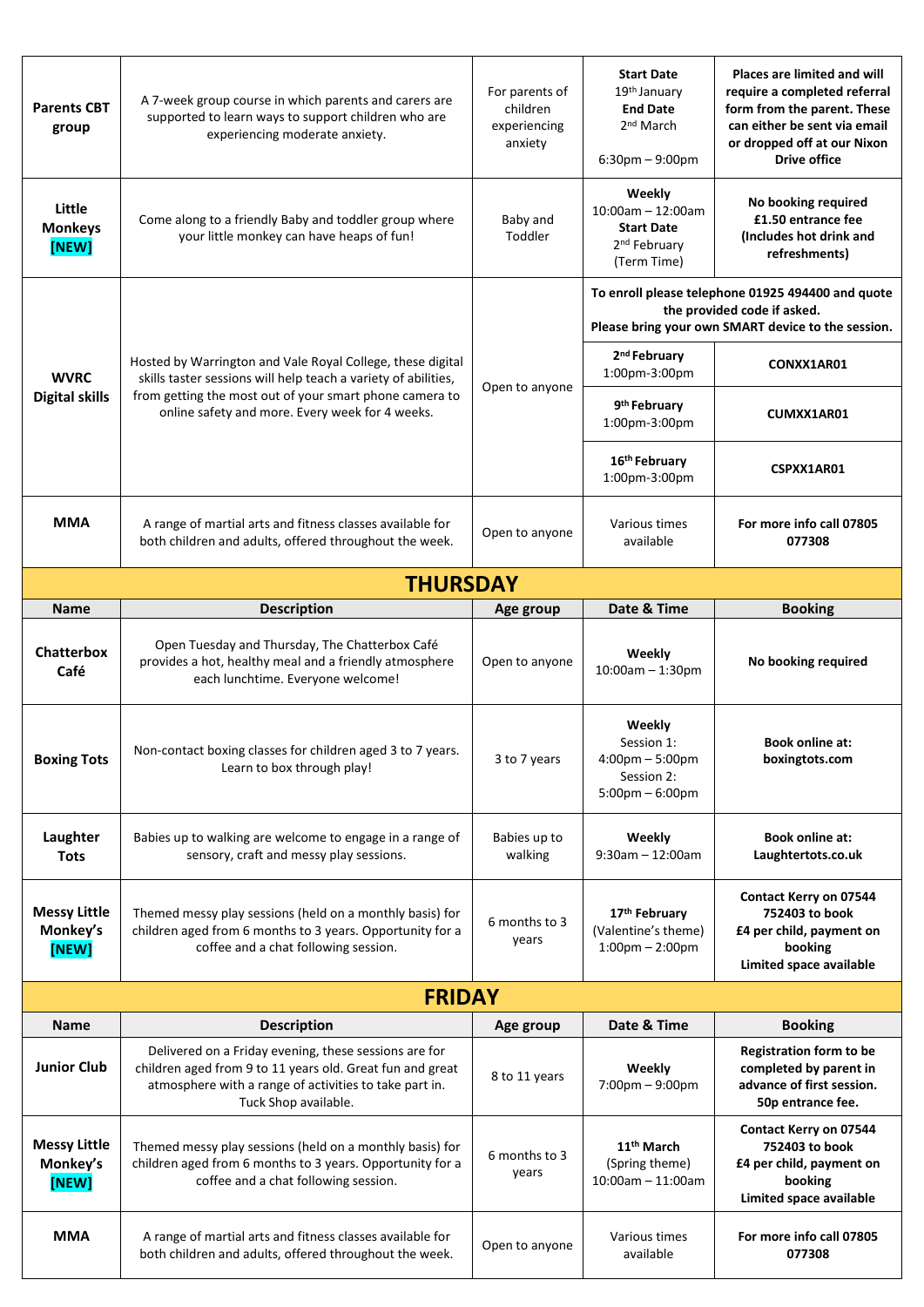| | | | | |
|---|---|---|---|---|
| **Parents CBT group** | A 7-week group course in which parents and carers are supported to learn ways to support children who are experiencing moderate anxiety. | For parents of children experiencing anxiety | **Start Date** 19th January **End Date** 2nd March 6:30pm – 9:00pm | **Places are limited and will require a completed referral form from the parent. These can either be sent via email or dropped off at our Nixon Drive office** |
| **Little Monkeys [NEW]** | Come along to a friendly Baby and toddler group where your little monkey can have heaps of fun! | Baby and Toddler | **Weekly** 10:00am – 12:00am **Start Date** 2nd February (Term Time) | **No booking required £1.50 entrance fee (Includes hot drink and refreshments)** |
| **WVRC Digital skills** | Hosted by Warrington and Vale Royal College, these digital skills taster sessions will help teach a variety of abilities, from getting the most out of your smart phone camera to online safety and more. Every week for 4 weeks. | Open to anyone | **To enroll please telephone 01925 494400 and quote the provided code if asked. Please bring your own SMART device to the session.** | |
| | | | **2nd February** 1:00pm-3:00pm | **CONXX1AR01** |
| | | | **9th February** 1:00pm-3:00pm | **CUMXX1AR01** |
| | | | **16th February** 1:00pm-3:00pm | **CSPXX1AR01** |
| **MMA** | A range of martial arts and fitness classes available for both children and adults, offered throughout the week. | Open to anyone | Various times available | **For more info call 07805 077308** |

## THURSDAY

| Name | Description | Age group | Date & Time | Booking |
|---|---|---|---|---|
| **Chatterbox Café** | Open Tuesday and Thursday, The Chatterbox Café provides a hot, healthy meal and a friendly atmosphere each lunchtime. Everyone welcome! | Open to anyone | **Weekly** 10:00am – 1:30pm | **No booking required** |
| **Boxing Tots** | Non-contact boxing classes for children aged 3 to 7 years. Learn to box through play! | 3 to 7 years | **Weekly** Session 1: 4:00pm – 5:00pm Session 2: 5:00pm – 6:00pm | **Book online at: boxingtots.com** |
| **Laughter Tots** | Babies up to walking are welcome to engage in a range of sensory, craft and messy play sessions. | Babies up to walking | **Weekly** 9:30am – 12:00am | **Book online at: Laughtertots.co.uk** |
| **Messy Little Monkey's [NEW]** | Themed messy play sessions (held on a monthly basis) for children aged from 6 months to 3 years. Opportunity for a coffee and a chat following session. | 6 months to 3 years | **17th February** (Valentine's theme) 1:00pm – 2:00pm | **Contact Kerry on 07544 752403 to book £4 per child, payment on booking Limited space available** |

## FRIDAY

| Name | Description | Age group | Date & Time | Booking |
|---|---|---|---|---|
| **Junior Club** | Delivered on a Friday evening, these sessions are for children aged from 9 to 11 years old. Great fun and great atmosphere with a range of activities to take part in. Tuck Shop available. | 8 to 11 years | **Weekly** 7:00pm – 9:00pm | **Registration form to be completed by parent in advance of first session. 50p entrance fee.** |
| **Messy Little Monkey's [NEW]** | Themed messy play sessions (held on a monthly basis) for children aged from 6 months to 3 years. Opportunity for a coffee and a chat following session. | 6 months to 3 years | **11th March** (Spring theme) 10:00am – 11:00am | **Contact Kerry on 07544 752403 to book £4 per child, payment on booking Limited space available** |
| **MMA** | A range of martial arts and fitness classes available for both children and adults, offered throughout the week. | Open to anyone | Various times available | **For more info call 07805 077308** |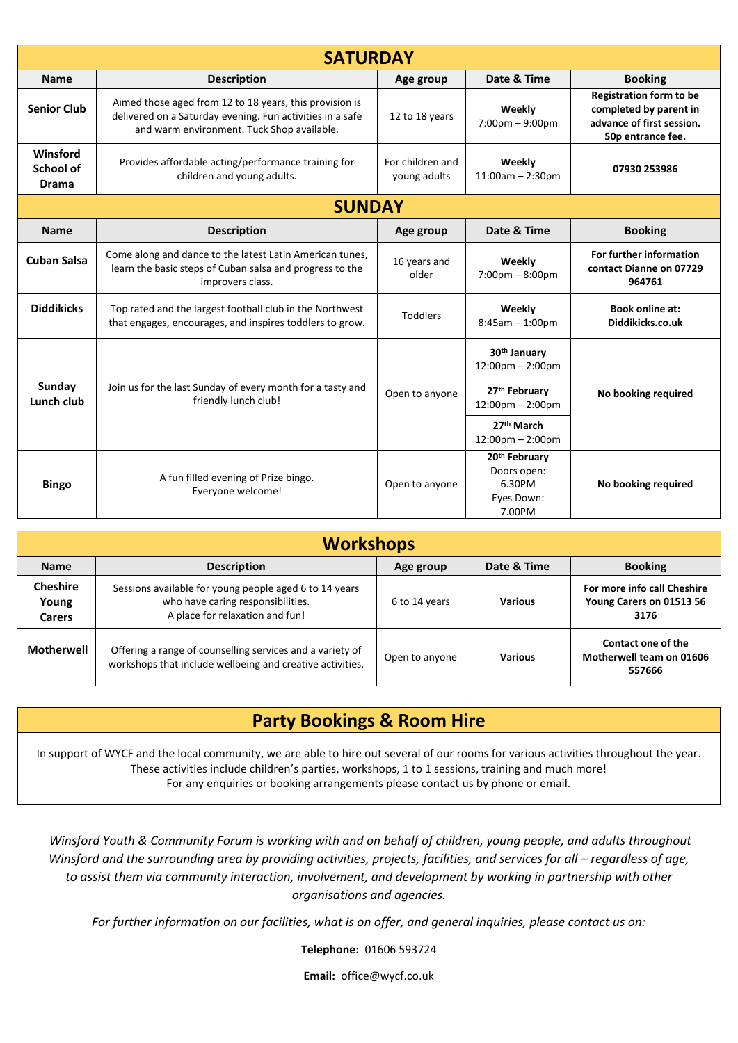## SATURDAY

| Name | Description | Age group | Date & Time | Booking |
|---|---|---|---|---|
| **Senior Club** | Aimed those aged from 12 to 18 years, this provision is delivered on a Saturday evening. Fun activities in a safe and warm environment. Tuck Shop available. | 12 to 18 years | **Weekly** 7:00pm – 9:00pm | **Registration form to be completed by parent in advance of first session. 50p entrance fee.** |
| **Winsford School of Drama** | Provides affordable acting/performance training for children and young adults. | For children and young adults | **Weekly** 11:00am – 2:30pm | **07930 253986** |

## SUNDAY

| Name | Description | Age group | Date & Time | Booking |
|---|---|---|---|---|
| **Cuban Salsa** | Come along and dance to the latest Latin American tunes, learn the basic steps of Cuban salsa and progress to the improvers class. | 16 years and older | **Weekly** 7:00pm – 8:00pm | **For further information contact Dianne on 07729 964761** |
| **Diddikicks** | Top rated and the largest football club in the Northwest that engages, encourages, and inspires toddlers to grow. | Toddlers | **Weekly** 8:45am – 1:00pm | **Book online at: Diddikicks.co.uk** |
| **Sunday Lunch club** | Join us for the last Sunday of every month for a tasty and friendly lunch club! | Open to anyone | **30th January** 12:00pm – 2:00pm<br>**27th February** 12:00pm – 2:00pm<br>**27th March** 12:00pm – 2:00pm | **No booking required** |
| **Bingo** | A fun filled evening of Prize bingo. Everyone welcome! | Open to anyone | **20th February** Doors open: 6.30PM Eyes Down: 7.00PM | **No booking required** |

## Workshops

| Name | Description | Age group | Date & Time | Booking |
|---|---|---|---|---|
| **Cheshire Young Carers** | Sessions available for young people aged 6 to 14 years who have caring responsibilities. A place for relaxation and fun! | 6 to 14 years | **Various** | **For more info call Cheshire Young Carers on 01513 56 3176** |
| **Motherwell** | Offering a range of counselling services and a variety of workshops that include wellbeing and creative activities. | Open to anyone | **Various** | **Contact one of the Motherwell team on 01606 557666** |

## Party Bookings & Room Hire

In support of WYCF and the local community, we are able to hire out several of our rooms for various activities throughout the year. These activities include children's parties, workshops, 1 to 1 sessions, training and much more! For any enquiries or booking arrangements please contact us by phone or email.

*Winsford Youth & Community Forum is working with and on behalf of children, young people, and adults throughout Winsford and the surrounding area by providing activities, projects, facilities, and services for all – regardless of age, to assist them via community interaction, involvement, and development by working in partnership with other organisations and agencies.*

*For further information on our facilities, what is on offer, and general inquiries, please contact us on:*

**Telephone:** 01606 593724

**Email:** office@wycf.co.uk